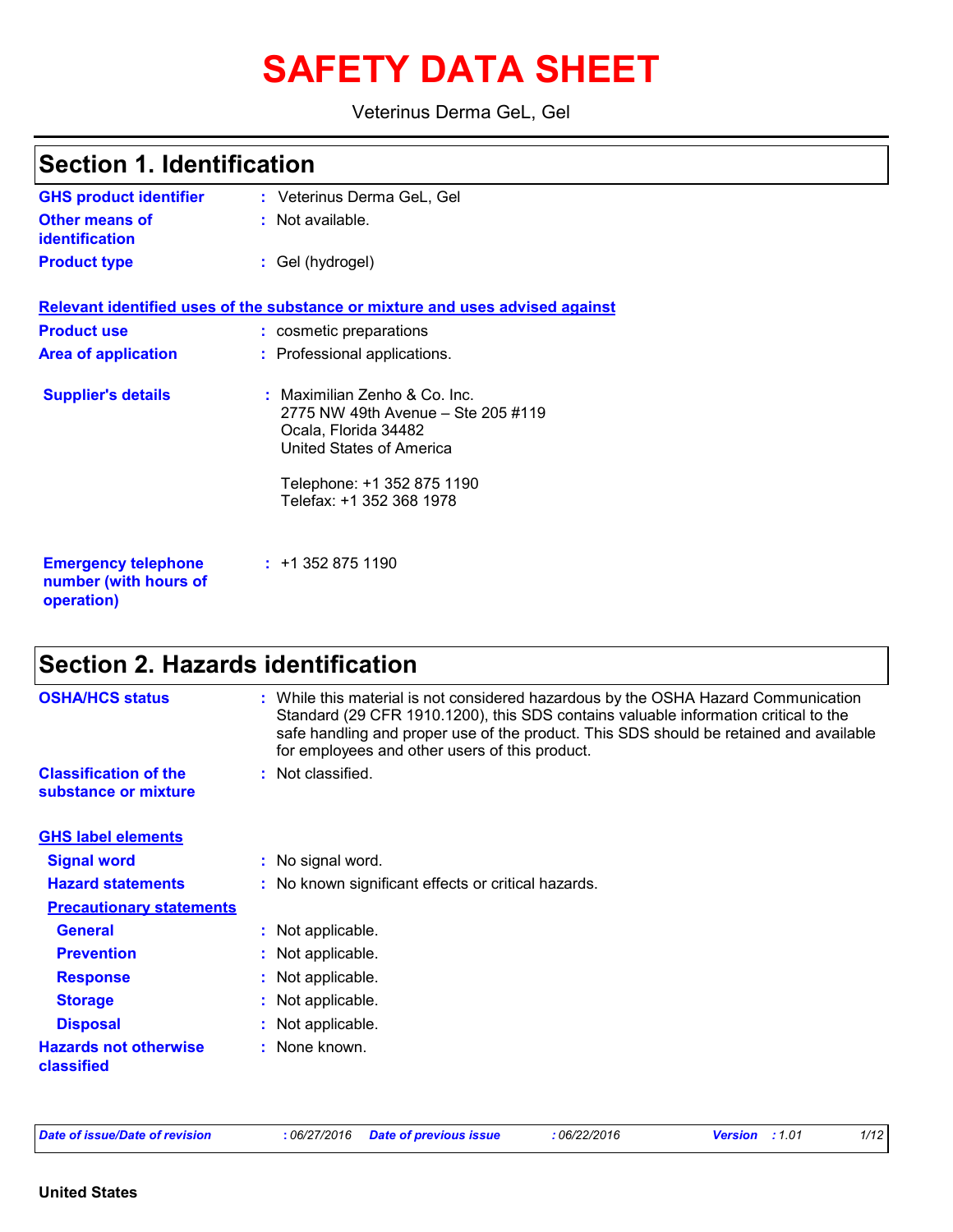# SAFETY DATA SHEET

Veterinus Derma GeL, Gel

## Section 1. Identification

| | |
|---|---|
| **GHS product identifier** | : Veterinus Derma GeL, Gel |
| **Other means of identification** | : Not available. |
| **Product type** | : Gel (hydrogel) |

**Relevant identified uses of the substance or mixture and uses advised against**

| | |
|---|---|
| **Product use** | : cosmetic preparations |
| **Area of application** | : Professional applications. |
| **Supplier's details** | : Maximilian Zenho & Co. Inc.<br>2775 NW 49th Avenue – Ste 205 #119<br>Ocala, Florida 34482<br>United States of America<br><br>Telephone: +1 352 875 1190<br>Telefax: +1 352 368 1978 |
| **Emergency telephone number (with hours of operation)** | : +1 352 875 1190 |

## Section 2. Hazards identification

| | |
|---|---|
| **OSHA/HCS status** | : While this material is not considered hazardous by the OSHA Hazard Communication Standard (29 CFR 1910.1200), this SDS contains valuable information critical to the safe handling and proper use of the product. This SDS should be retained and available for employees and other users of this product. |
| **Classification of the substance or mixture** | : Not classified. |

**GHS label elements**

| | |
|---|---|
| **Signal word** | : No signal word. |
| **Hazard statements** | : No known significant effects or critical hazards. |

**Precautionary statements**

| | |
|---|---|
| **General** | : Not applicable. |
| **Prevention** | : Not applicable. |
| **Response** | : Not applicable. |
| **Storage** | : Not applicable. |
| **Disposal** | : Not applicable. |
| **Hazards not otherwise classified** | : None known. |

*Date of issue/Date of revision* : 06/27/2016 *Date of previous issue* : 06/22/2016 *Version* : 1.01

**United States**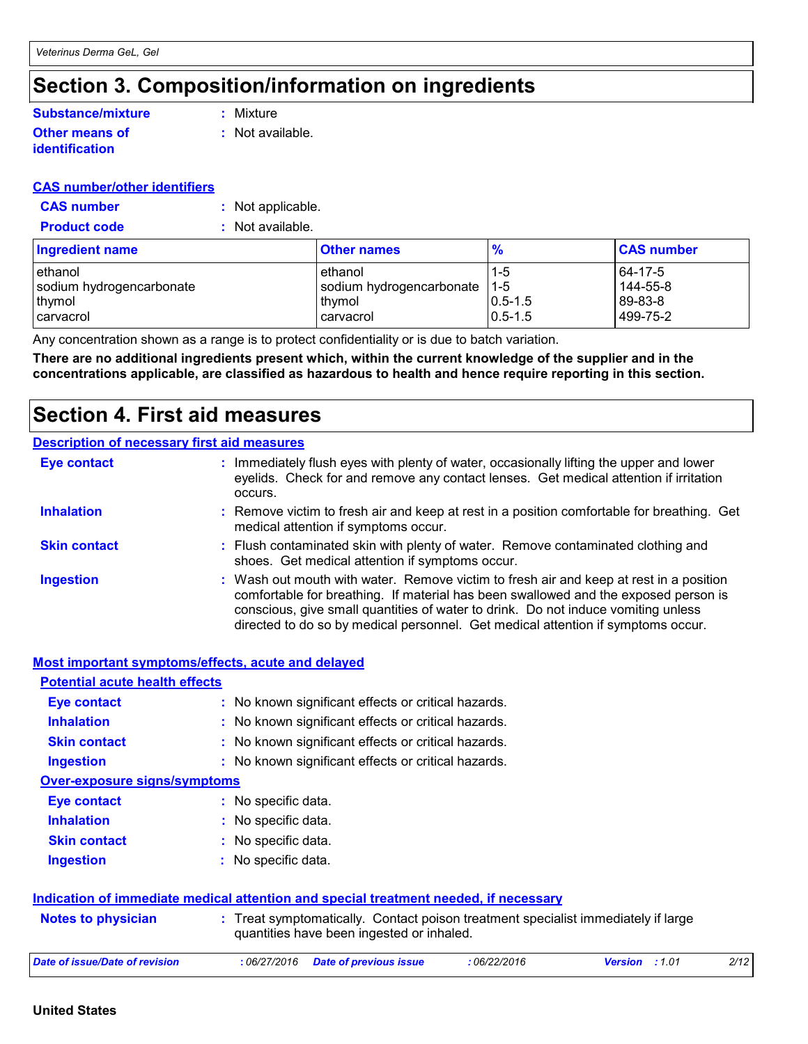# Section 3. Composition/information on ingredients

**Substance/mixture** : Mixture

**Other means of identification** : Not available.

**CAS number/other identifiers**

**CAS number** : Not applicable.

**Product code** : Not available.

| Ingredient name | Other names | % | CAS number |
|---|---|---|---|
| ethanol | ethanol | 1-5 | 64-17-5 |
| sodium hydrogencarbonate | sodium hydrogencarbonate | 1-5 | 144-55-8 |
| thymol | thymol | 0.5-1.5 | 89-83-8 |
| carvacrol | carvacrol | 0.5-1.5 | 499-75-2 |

Any concentration shown as a range is to protect confidentiality or is due to batch variation.

**There are no additional ingredients present which, within the current knowledge of the supplier and in the concentrations applicable, are classified as hazardous to health and hence require reporting in this section.**

# Section 4. First aid measures

**Description of necessary first aid measures**

**Eye contact** : Immediately flush eyes with plenty of water, occasionally lifting the upper and lower eyelids. Check for and remove any contact lenses. Get medical attention if irritation occurs.

**Inhalation** : Remove victim to fresh air and keep at rest in a position comfortable for breathing. Get medical attention if symptoms occur.

**Skin contact** : Flush contaminated skin with plenty of water. Remove contaminated clothing and shoes. Get medical attention if symptoms occur.

**Ingestion** : Wash out mouth with water. Remove victim to fresh air and keep at rest in a position comfortable for breathing. If material has been swallowed and the exposed person is conscious, give small quantities of water to drink. Do not induce vomiting unless directed to do so by medical personnel. Get medical attention if symptoms occur.

**Most important symptoms/effects, acute and delayed**

**Potential acute health effects**

**Eye contact** : No known significant effects or critical hazards.

**Inhalation** : No known significant effects or critical hazards.

**Skin contact** : No known significant effects or critical hazards.

**Ingestion** : No known significant effects or critical hazards.

**Over-exposure signs/symptoms**

**Eye contact** : No specific data.

**Inhalation** : No specific data.

**Skin contact** : No specific data.

**Ingestion** : No specific data.

**Indication of immediate medical attention and special treatment needed, if necessary**

**Notes to physician** : Treat symptomatically. Contact poison treatment specialist immediately if large quantities have been ingested or inhaled.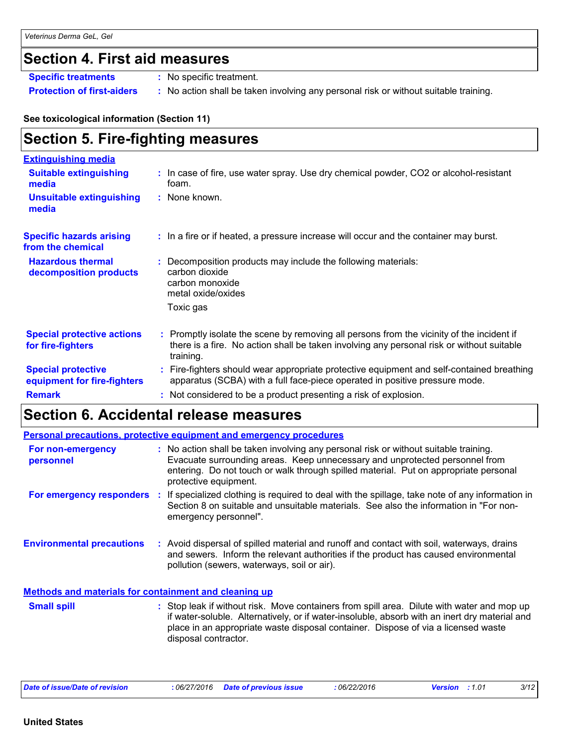## Section 4. First aid measures

| | |
|---|---|
| **Specific treatments** | : No specific treatment. |
| **Protection of first-aiders** | : No action shall be taken involving any personal risk or without suitable training. |

**See toxicological information (Section 11)**

## Section 5. Fire-fighting measures

**Extinguishing media**

| | |
|---|---|
| **Suitable extinguishing media** | : In case of fire, use water spray. Use dry chemical powder, $CO_2$ or alcohol-resistant foam. |
| **Unsuitable extinguishing media** | : None known. |
| **Specific hazards arising from the chemical** | : In a fire or if heated, a pressure increase will occur and the container may burst. |
| **Hazardous thermal decomposition products** | : Decomposition products may include the following materials: carbon dioxide, carbon monoxide, metal oxide/oxides. Toxic gas |
| **Special protective actions for fire-fighters** | : Promptly isolate the scene by removing all persons from the vicinity of the incident if there is a fire. No action shall be taken involving any personal risk or without suitable training. |
| **Special protective equipment for fire-fighters** | : Fire-fighters should wear appropriate protective equipment and self-contained breathing apparatus (SCBA) with a full face-piece operated in positive pressure mode. |
| **Remark** | : Not considered to be a product presenting a risk of explosion. |

## Section 6. Accidental release measures

**Personal precautions, protective equipment and emergency procedures**

| | |
|---|---|
| **For non-emergency personnel** | : No action shall be taken involving any personal risk or without suitable training. Evacuate surrounding areas. Keep unnecessary and unprotected personnel from entering. Do not touch or walk through spilled material. Put on appropriate personal protective equipment. |
| **For emergency responders** | : If specialized clothing is required to deal with the spillage, take note of any information in Section 8 on suitable and unsuitable materials. See also the information in "For non-emergency personnel". |
| **Environmental precautions** | : Avoid dispersal of spilled material and runoff and contact with soil, waterways, drains and sewers. Inform the relevant authorities if the product has caused environmental pollution (sewers, waterways, soil or air). |

**Methods and materials for containment and cleaning up**

| | |
|---|---|
| **Small spill** | : Stop leak if without risk. Move containers from spill area. Dilute with water and mop up if water-soluble. Alternatively, or if water-insoluble, absorb with an inert dry material and place in an appropriate waste disposal container. Dispose of via a licensed waste disposal contractor. |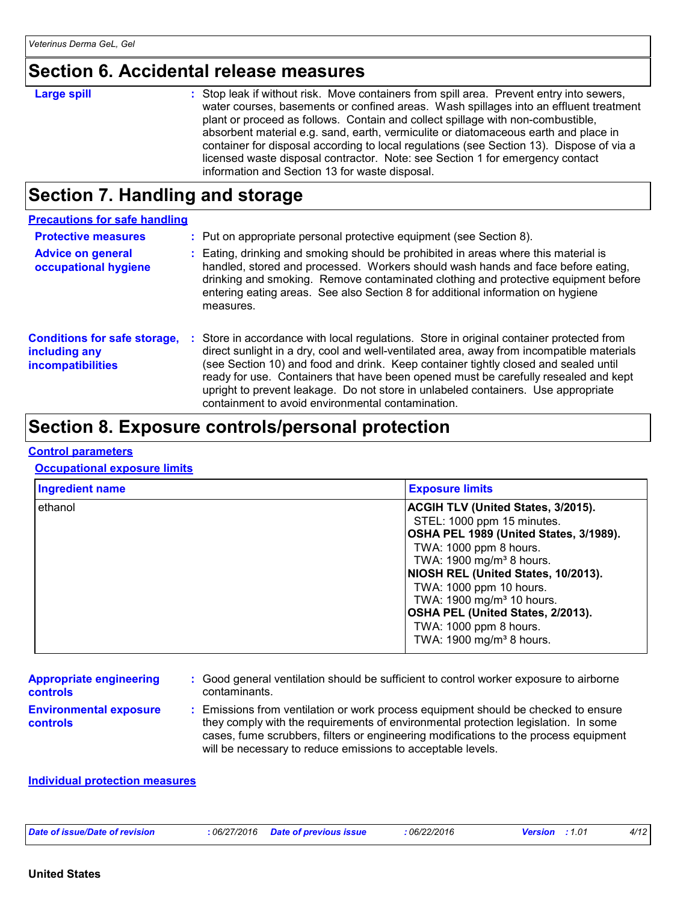# Section 6. Accidental release measures

**Large spill** : Stop leak if without risk. Move containers from spill area. Prevent entry into sewers, water courses, basements or confined areas. Wash spillages into an effluent treatment plant or proceed as follows. Contain and collect spillage with non-combustible, absorbent material e.g. sand, earth, vermiculite or diatomaceous earth and place in container for disposal according to local regulations (see Section 13). Dispose of via a licensed waste disposal contractor. Note: see Section 1 for emergency contact information and Section 13 for waste disposal.

# Section 7. Handling and storage

## Precautions for safe handling

**Protective measures** : Put on appropriate personal protective equipment (see Section 8).

**Advice on general occupational hygiene** : Eating, drinking and smoking should be prohibited in areas where this material is handled, stored and processed. Workers should wash hands and face before eating, drinking and smoking. Remove contaminated clothing and protective equipment before entering eating areas. See also Section 8 for additional information on hygiene measures.

**Conditions for safe storage, including any incompatibilities** : Store in accordance with local regulations. Store in original container protected from direct sunlight in a dry, cool and well-ventilated area, away from incompatible materials (see Section 10) and food and drink. Keep container tightly closed and sealed until ready for use. Containers that have been opened must be carefully resealed and kept upright to prevent leakage. Do not store in unlabeled containers. Use appropriate containment to avoid environmental contamination.

# Section 8. Exposure controls/personal protection

## Control parameters

### Occupational exposure limits

| Ingredient name | Exposure limits |
| --- | --- |
| ethanol | **ACGIH TLV (United States, 3/2015).**<br>STEL: 1000 ppm 15 minutes.<br>**OSHA PEL 1989 (United States, 3/1989).**<br>TWA: 1000 ppm 8 hours.<br>TWA: 1900 mg/m³ 8 hours.<br>**NIOSH REL (United States, 10/2013).**<br>TWA: 1000 ppm 10 hours.<br>TWA: 1900 mg/m³ 10 hours.<br>**OSHA PEL (United States, 2/2013).**<br>TWA: 1000 ppm 8 hours.<br>TWA: 1900 mg/m³ 8 hours. |

**Appropriate engineering controls** : Good general ventilation should be sufficient to control worker exposure to airborne contaminants.

**Environmental exposure controls** : Emissions from ventilation or work process equipment should be checked to ensure they comply with the requirements of environmental protection legislation. In some cases, fume scrubbers, filters or engineering modifications to the process equipment will be necessary to reduce emissions to acceptable levels.

## Individual protection measures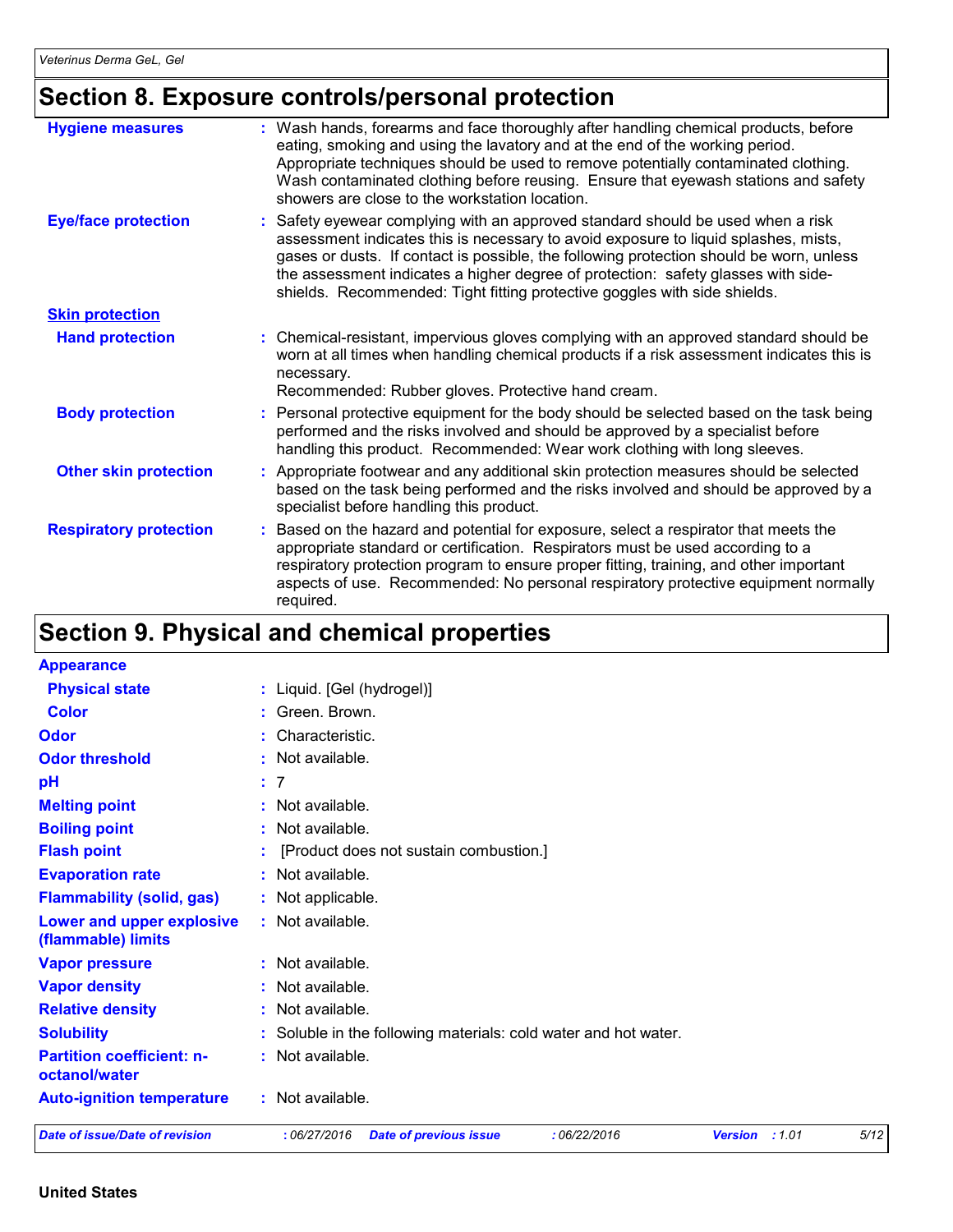## Section 8. Exposure controls/personal protection

**Hygiene measures** : Wash hands, forearms and face thoroughly after handling chemical products, before eating, smoking and using the lavatory and at the end of the working period. Appropriate techniques should be used to remove potentially contaminated clothing. Wash contaminated clothing before reusing. Ensure that eyewash stations and safety showers are close to the workstation location.

**Eye/face protection** : Safety eyewear complying with an approved standard should be used when a risk assessment indicates this is necessary to avoid exposure to liquid splashes, mists, gases or dusts. If contact is possible, the following protection should be worn, unless the assessment indicates a higher degree of protection: safety glasses with side-shields. Recommended: Tight fitting protective goggles with side shields.

**Skin protection**

**Hand protection** : Chemical-resistant, impervious gloves complying with an approved standard should be worn at all times when handling chemical products if a risk assessment indicates this is necessary.
Recommended: Rubber gloves. Protective hand cream.

**Body protection** : Personal protective equipment for the body should be selected based on the task being performed and the risks involved and should be approved by a specialist before handling this product. Recommended: Wear work clothing with long sleeves.

**Other skin protection** : Appropriate footwear and any additional skin protection measures should be selected based on the task being performed and the risks involved and should be approved by a specialist before handling this product.

**Respiratory protection** : Based on the hazard and potential for exposure, select a respirator that meets the appropriate standard or certification. Respirators must be used according to a respiratory protection program to ensure proper fitting, training, and other important aspects of use. Recommended: No personal respiratory protective equipment normally required.

## Section 9. Physical and chemical properties

**Appearance**

**Physical state** : Liquid. [Gel (hydrogel)]

**Color** : Green. Brown.

**Odor** : Characteristic.

**Odor threshold** : Not available.

**pH** : 7

**Melting point** : Not available.

**Boiling point** : Not available.

**Flash point** : [Product does not sustain combustion.]

**Evaporation rate** : Not available.

**Flammability (solid, gas)** : Not applicable.

**Lower and upper explosive (flammable) limits** : Not available.

**Vapor pressure** : Not available.

**Vapor density** : Not available.

**Relative density** : Not available.

**Solubility** : Soluble in the following materials: cold water and hot water.

**Partition coefficient: n-octanol/water** : Not available.

**Auto-ignition temperature** : Not available.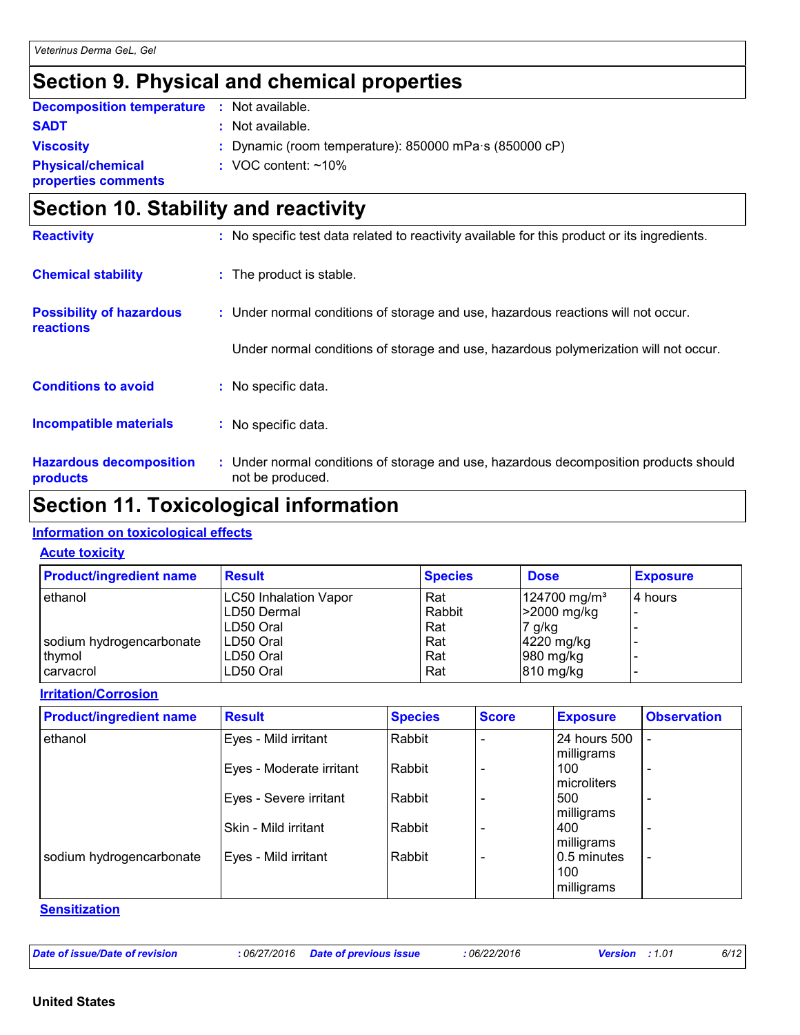## Section 9. Physical and chemical properties

**Decomposition temperature** : Not available.

**SADT** : Not available.

**Viscosity** : Dynamic (room temperature): 850000 mPa·s (850000 cP)

**Physical/chemical properties comments** : VOC content: ~10%

## Section 10. Stability and reactivity

**Reactivity** : No specific test data related to reactivity available for this product or its ingredients.

**Chemical stability** : The product is stable.

**Possibility of hazardous reactions** : Under normal conditions of storage and use, hazardous reactions will not occur.

Under normal conditions of storage and use, hazardous polymerization will not occur.

**Conditions to avoid** : No specific data.

**Incompatible materials** : No specific data.

**Hazardous decomposition products** : Under normal conditions of storage and use, hazardous decomposition products should not be produced.

## Section 11. Toxicological information

### Information on toxicological effects

#### Acute toxicity

| Product/ingredient name | Result | Species | Dose | Exposure |
|---|---|---|---|---|
| ethanol | LC50 Inhalation Vapor | Rat | 124700 mg/m³ | 4 hours |
| | LD50 Dermal | Rabbit | >2000 mg/kg | - |
| | LD50 Oral | Rat | 7 g/kg | - |
| sodium hydrogencarbonate | LD50 Oral | Rat | 4220 mg/kg | - |
| thymol | LD50 Oral | Rat | 980 mg/kg | - |
| carvacrol | LD50 Oral | Rat | 810 mg/kg | - |

#### Irritation/Corrosion

| Product/ingredient name | Result | Species | Score | Exposure | Observation |
|---|---|---|---|---|---|
| ethanol | Eyes - Mild irritant | Rabbit | - | 24 hours 500 milligrams | - |
| | Eyes - Moderate irritant | Rabbit | - | 100 microliters | - |
| | Eyes - Severe irritant | Rabbit | - | 500 milligrams | - |
| | Skin - Mild irritant | Rabbit | - | 400 milligrams | - |
| sodium hydrogencarbonate | Eyes - Mild irritant | Rabbit | - | 0.5 minutes 100 milligrams | - |

#### Sensitization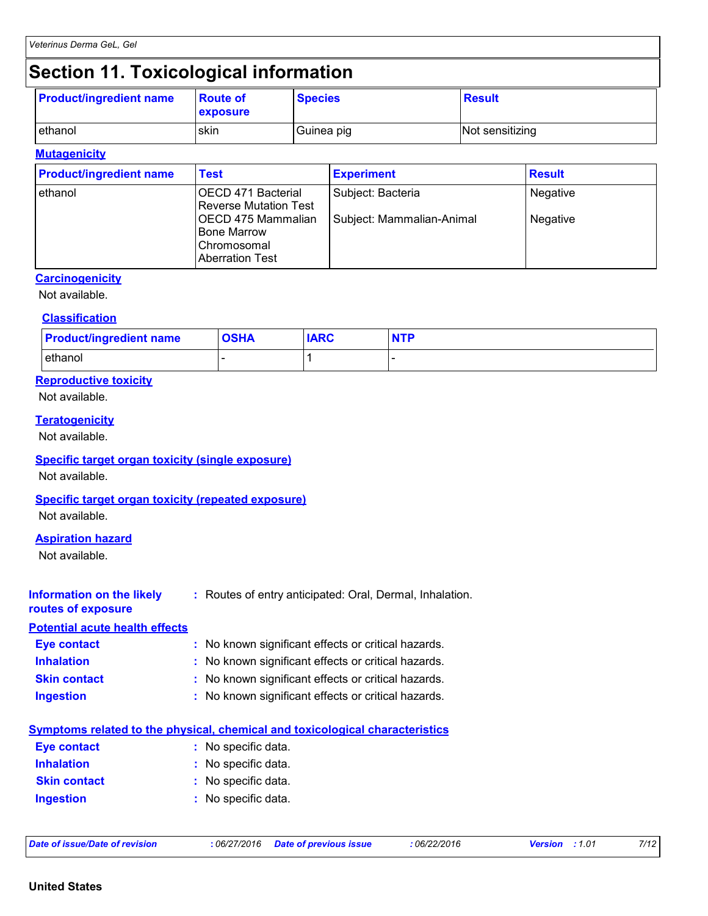# Section 11. Toxicological information

| Product/ingredient name | Route of exposure | Species | Result |
| --- | --- | --- | --- |
| ethanol | skin | Guinea pig | Not sensitizing |

### Mutagenicity

| Product/ingredient name | Test | Experiment | Result |
| --- | --- | --- | --- |
| ethanol | OECD 471 Bacterial Reverse Mutation Test | Subject: Bacteria | Negative |
| | OECD 475 Mammalian Bone Marrow Chromosomal Aberration Test | Subject: Mammalian-Animal | Negative |

### Carcinogenicity

Not available.

#### Classification

| Product/ingredient name | OSHA | IARC | NTP |
| --- | --- | --- | --- |
| ethanol | - | 1 | - |

### Reproductive toxicity

Not available.

### Teratogenicity

Not available.

### Specific target organ toxicity (single exposure)

Not available.

### Specific target organ toxicity (repeated exposure)

Not available.

### Aspiration hazard

Not available.

**Information on the likely routes of exposure** : Routes of entry anticipated: Oral, Dermal, Inhalation.

### Potential acute health effects

**Eye contact** : No known significant effects or critical hazards.

**Inhalation** : No known significant effects or critical hazards.

**Skin contact** : No known significant effects or critical hazards.

**Ingestion** : No known significant effects or critical hazards.

### Symptoms related to the physical, chemical and toxicological characteristics

**Eye contact** : No specific data.

**Inhalation** : No specific data.

**Skin contact** : No specific data.

**Ingestion** : No specific data.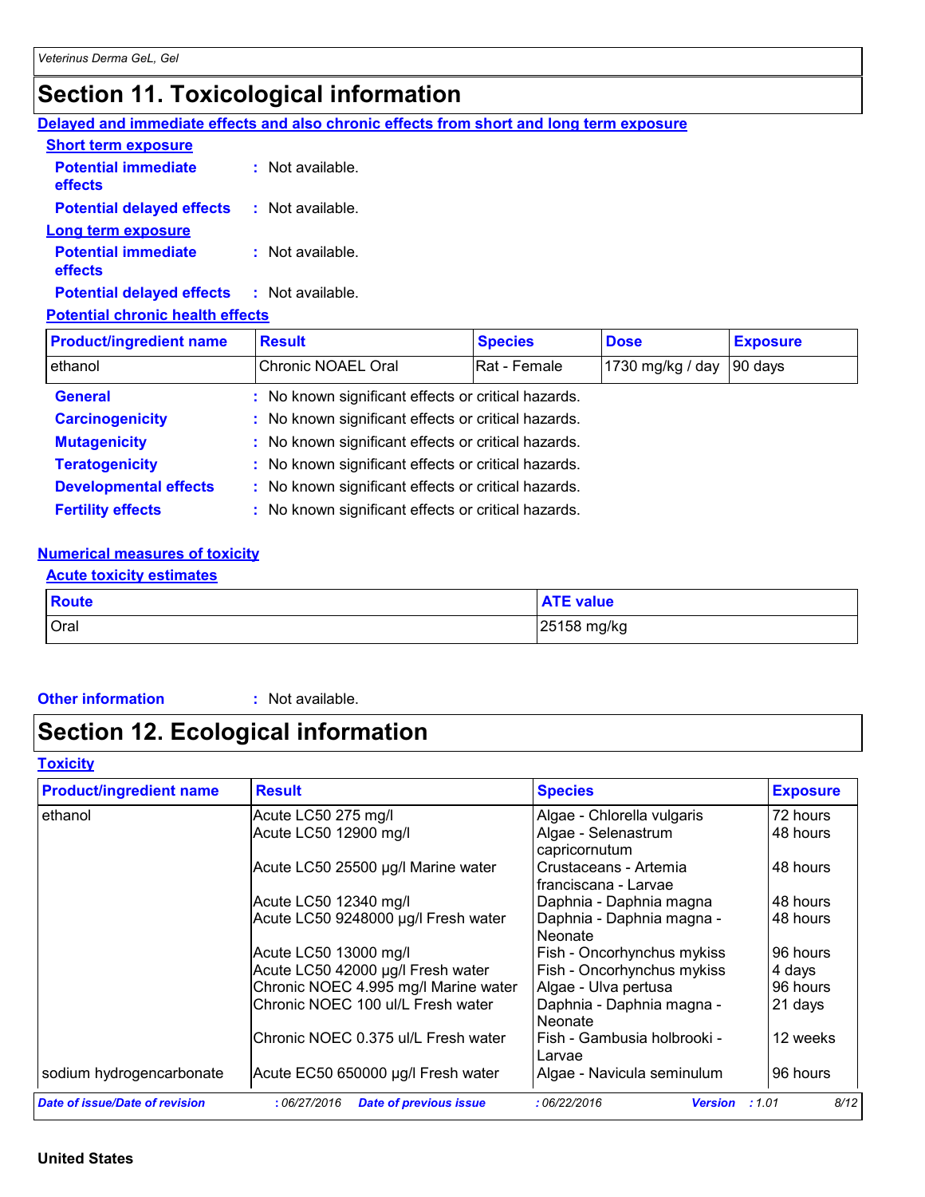# Section 11. Toxicological information

### Delayed and immediate effects and also chronic effects from short and long term exposure

**Short term exposure**

**Potential immediate effects** : Not available.

**Potential delayed effects** : Not available.

**Long term exposure**

**Potential immediate effects** : Not available.

**Potential delayed effects** : Not available.

**Potential chronic health effects**

| Product/ingredient name | Result | Species | Dose | Exposure |
|---|---|---|---|---|
| ethanol | Chronic NOAEL Oral | Rat - Female | 1730 mg/kg / day | 90 days |

**General** : No known significant effects or critical hazards.

**Carcinogenicity** : No known significant effects or critical hazards.

**Mutagenicity** : No known significant effects or critical hazards.

**Teratogenicity** : No known significant effects or critical hazards.

**Developmental effects** : No known significant effects or critical hazards.

**Fertility effects** : No known significant effects or critical hazards.

### Numerical measures of toxicity

**Acute toxicity estimates**

| Route | ATE value |
|---|---|
| Oral | 25158 mg/kg |

**Other information** : Not available.

# Section 12. Ecological information

### Toxicity

| Product/ingredient name | Result | Species | Exposure |
|---|---|---|---|
| ethanol | Acute LC50 275 mg/l | Algae - Chlorella vulgaris | 72 hours |
| | Acute LC50 12900 mg/l | Algae - Selenastrum capricornutum | 48 hours |
| | Acute LC50 25500 µg/l Marine water | Crustaceans - Artemia franciscana - Larvae | 48 hours |
| | Acute LC50 12340 mg/l | Daphnia - Daphnia magna | 48 hours |
| | Acute LC50 9248000 µg/l Fresh water | Daphnia - Daphnia magna - Neonate | 48 hours |
| | Acute LC50 13000 mg/l | Fish - Oncorhynchus mykiss | 96 hours |
| | Acute LC50 42000 µg/l Fresh water | Fish - Oncorhynchus mykiss | 4 days |
| | Chronic NOEC 4.995 mg/l Marine water | Algae - Ulva pertusa | 96 hours |
| | Chronic NOEC 100 ul/L Fresh water | Daphnia - Daphnia magna - Neonate | 21 days |
| | Chronic NOEC 0.375 ul/L Fresh water | Fish - Gambusia holbrooki - Larvae | 12 weeks |
| sodium hydrogencarbonate | Acute EC50 650000 µg/l Fresh water | Algae - Navicula seminulum | 96 hours |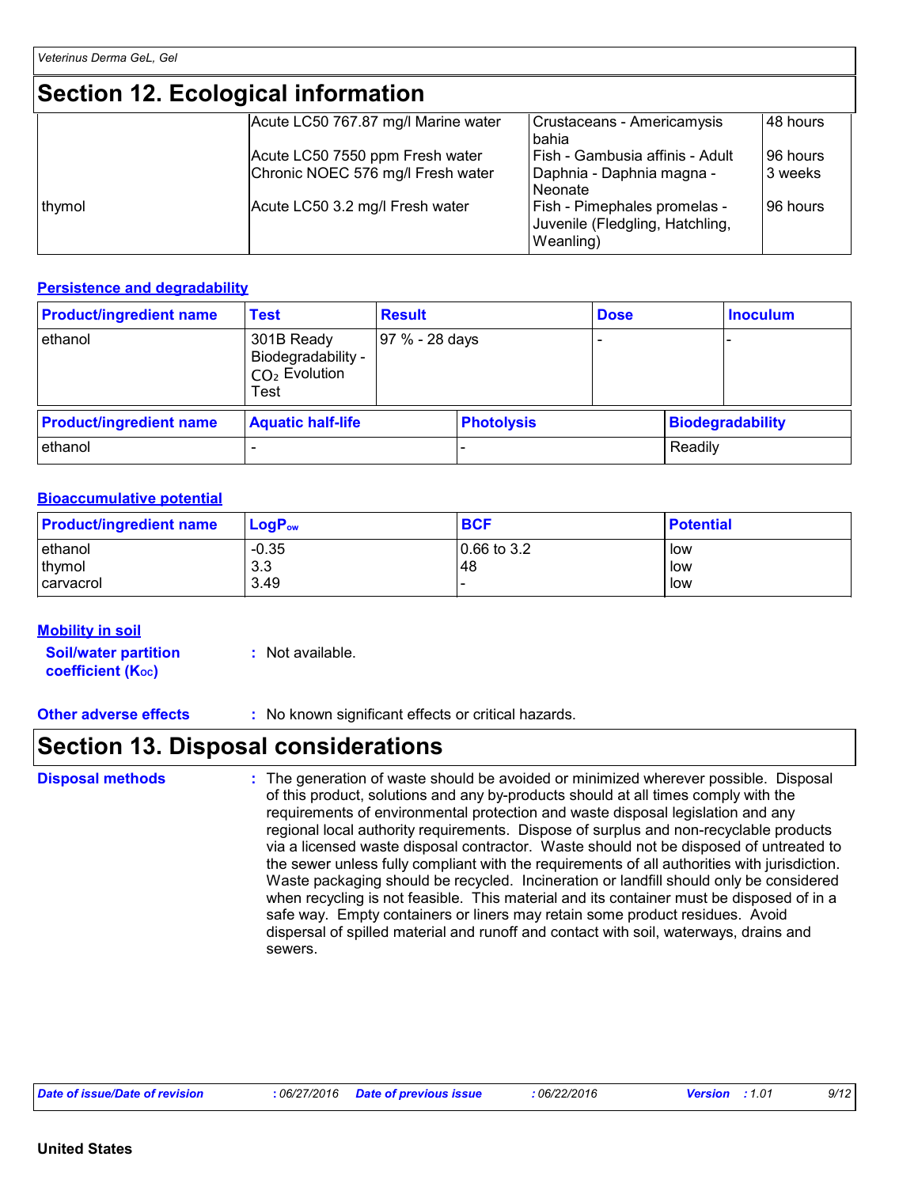## Section 12. Ecological information

| | | | |
|---|---|---|---|
| | Acute LC50 767.87 mg/l Marine water | Crustaceans - Americamysis bahia | 48 hours |
| | Acute LC50 7550 ppm Fresh water | Fish - Gambusia affinis - Adult | 96 hours |
| | Chronic NOEC 576 mg/l Fresh water | Daphnia - Daphnia magna - Neonate | 3 weeks |
| thymol | Acute LC50 3.2 mg/l Fresh water | Fish - Pimephales promelas - Juvenile (Fledgling, Hatchling, Weanling) | 96 hours |

### Persistence and degradability

| Product/ingredient name | Test | Result | Dose | Inoculum |
|---|---|---|---|---|
| ethanol | 301B Ready Biodegradability - $CO_2$ Evolution Test | 97 % - 28 days | - | - |

| Product/ingredient name | Aquatic half-life | Photolysis | Biodegradability |
|---|---|---|---|
| ethanol | - | - | Readily |

### Bioaccumulative potential

| Product/ingredient name | $LogP_{ow}$ | BCF | Potential |
|---|---|---|---|
| ethanol | -0.35 | 0.66 to 3.2 | low |
| thymol | 3.3 | 48 | low |
| carvacrol | 3.49 | - | low |

### Mobility in soil

**Soil/water partition coefficient ($K_{OC}$)** : Not available.

**Other adverse effects** : No known significant effects or critical hazards.

## Section 13. Disposal considerations

**Disposal methods** : The generation of waste should be avoided or minimized wherever possible. Disposal of this product, solutions and any by-products should at all times comply with the requirements of environmental protection and waste disposal legislation and any regional local authority requirements. Dispose of surplus and non-recyclable products via a licensed waste disposal contractor. Waste should not be disposed of untreated to the sewer unless fully compliant with the requirements of all authorities with jurisdiction. Waste packaging should be recycled. Incineration or landfill should only be considered when recycling is not feasible. This material and its container must be disposed of in a safe way. Empty containers or liners may retain some product residues. Avoid dispersal of spilled material and runoff and contact with soil, waterways, drains and sewers.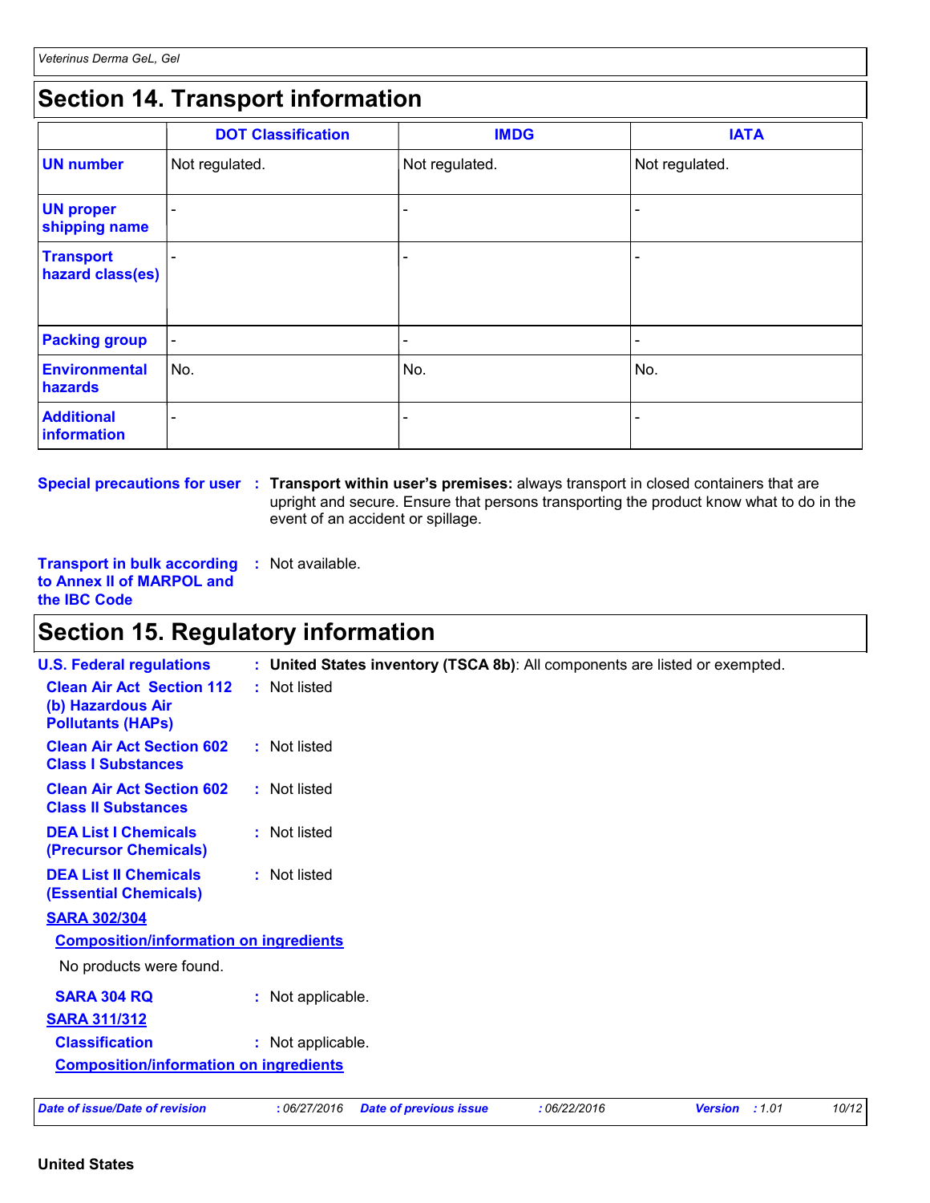## Section 14. Transport information

| | DOT Classification | IMDG | IATA |
|---|---|---|---|
| **UN number** | Not regulated. | Not regulated. | Not regulated. |
| **UN proper shipping name** | - | - | - |
| **Transport hazard class(es)** | - | - | - |
| **Packing group** | - | - | - |
| **Environmental hazards** | No. | No. | No. |
| **Additional information** | - | - | - |

**Special precautions for user** : **Transport within user's premises:** always transport in closed containers that are upright and secure. Ensure that persons transporting the product know what to do in the event of an accident or spillage.

**Transport in bulk according to Annex II of MARPOL and the IBC Code** : Not available.

## Section 15. Regulatory information

**U.S. Federal regulations** : **United States inventory (TSCA 8b)**: All components are listed or exempted.

**Clean Air Act Section 112 (b) Hazardous Air Pollutants (HAPs)** : Not listed

**Clean Air Act Section 602 Class I Substances** : Not listed

**Clean Air Act Section 602 Class II Substances** : Not listed

**DEA List I Chemicals (Precursor Chemicals)** : Not listed

**DEA List II Chemicals (Essential Chemicals)** : Not listed

**SARA 302/304**

**Composition/information on ingredients**

No products were found.

**SARA 304 RQ** : Not applicable.

**SARA 311/312**

**Classification** : Not applicable.

**Composition/information on ingredients**

**United States**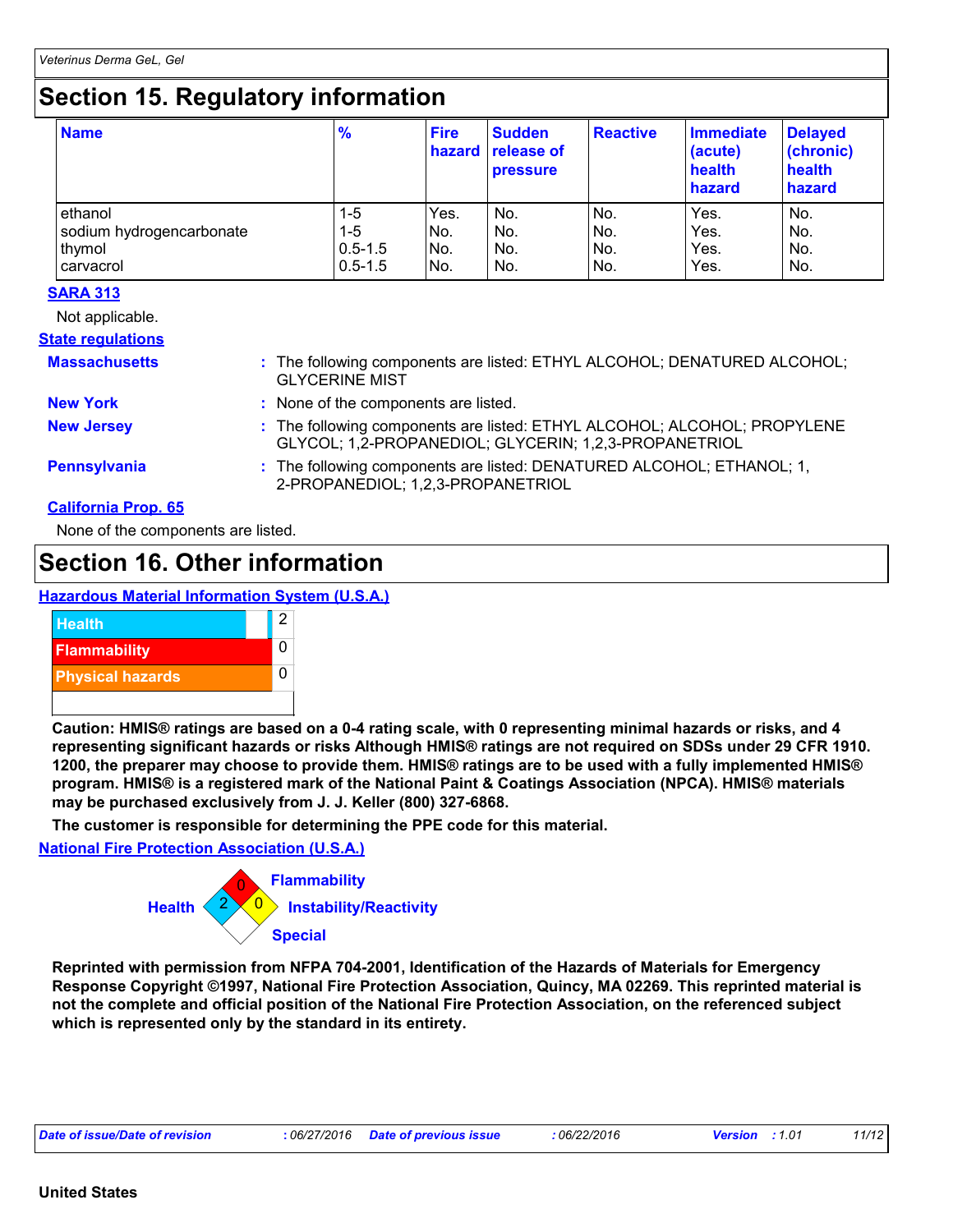## Section 15. Regulatory information

| Name | % | Fire hazard | Sudden release of pressure | Reactive | Immediate (acute) health hazard | Delayed (chronic) health hazard |
|---|---|---|---|---|---|---|
| ethanol | 1-5 | Yes. | No. | No. | Yes. | No. |
| sodium hydrogencarbonate | 1-5 | No. | No. | No. | Yes. | No. |
| thymol | 0.5-1.5 | No. | No. | No. | Yes. | No. |
| carvacrol | 0.5-1.5 | No. | No. | No. | Yes. | No. |

**SARA 313**

Not applicable.

**State regulations**

**Massachusetts** : The following components are listed: ETHYL ALCOHOL; DENATURED ALCOHOL; GLYCERINE MIST

**New York** : None of the components are listed.

**New Jersey** : The following components are listed: ETHYL ALCOHOL; ALCOHOL; PROPYLENE GLYCOL; 1,2-PROPANEDIOL; GLYCERIN; 1,2,3-PROPANETRIOL

**Pennsylvania** : The following components are listed: DENATURED ALCOHOL; ETHANOL; 1, 2-PROPANEDIOL; 1,2,3-PROPANETRIOL

**California Prop. 65**

None of the components are listed.

## Section 16. Other information

**Hazardous Material Information System (U.S.A.)**

| | |
|---|---|
| Health | 2 |
| Flammability | 0 |
| Physical hazards | 0 |

**Caution: HMIS® ratings are based on a 0-4 rating scale, with 0 representing minimal hazards or risks, and 4 representing significant hazards or risks Although HMIS® ratings are not required on SDSs under 29 CFR 1910. 1200, the preparer may choose to provide them. HMIS® ratings are to be used with a fully implemented HMIS® program. HMIS® is a registered mark of the National Paint & Coatings Association (NPCA). HMIS® materials may be purchased exclusively from J. J. Keller (800) 327-6868.**

**The customer is responsible for determining the PPE code for this material.**

**National Fire Protection Association (U.S.A.)**

Flammability: 0

Health: 2

Instability/Reactivity: 0

Special

**Reprinted with permission from NFPA 704-2001, Identification of the Hazards of Materials for Emergency Response Copyright ©1997, National Fire Protection Association, Quincy, MA 02269. This reprinted material is not the complete and official position of the National Fire Protection Association, on the referenced subject which is represented only by the standard in its entirety.**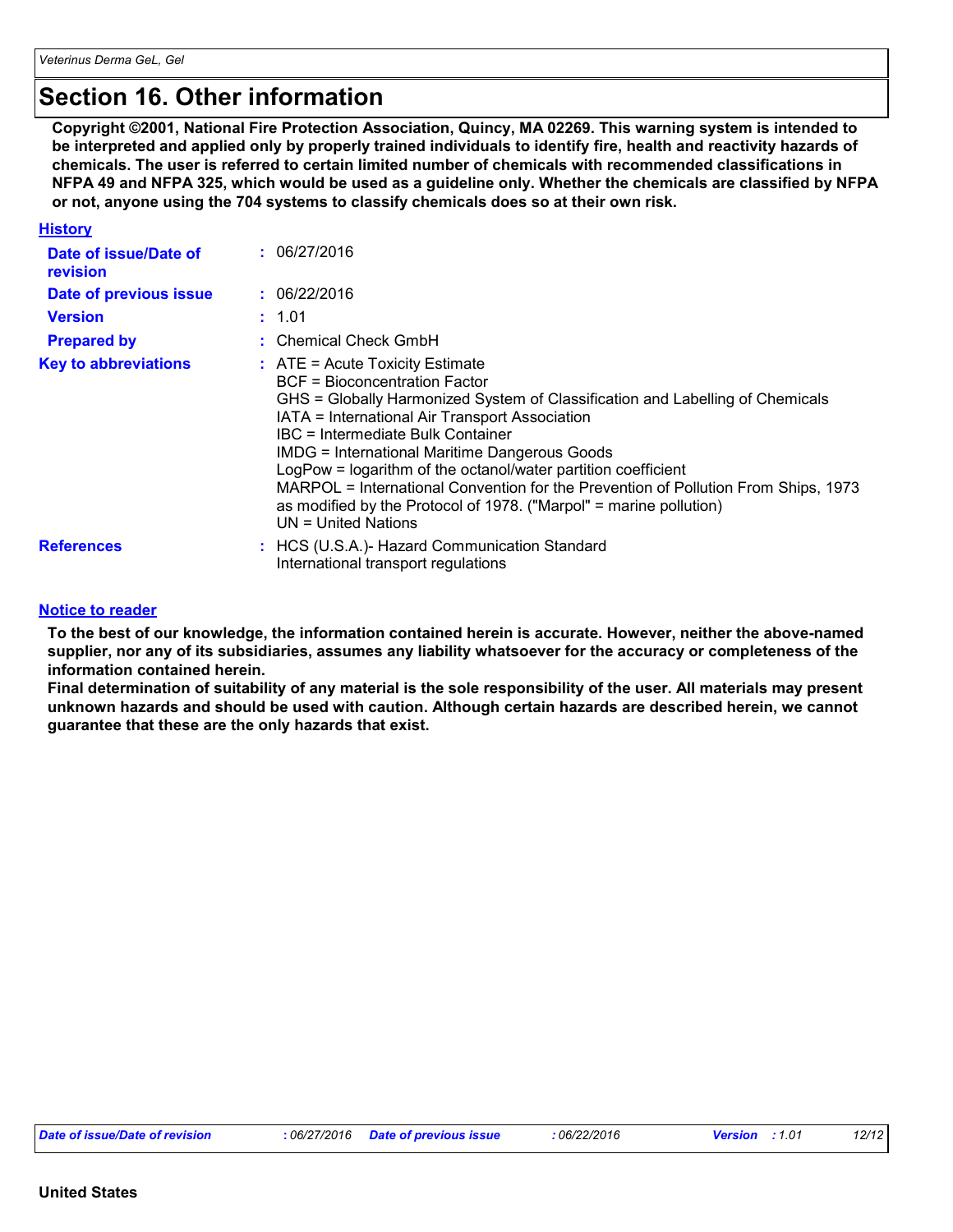# Section 16. Other information

**Copyright ©2001, National Fire Protection Association, Quincy, MA 02269. This warning system is intended to be interpreted and applied only by properly trained individuals to identify fire, health and reactivity hazards of chemicals. The user is referred to certain limited number of chemicals with recommended classifications in NFPA 49 and NFPA 325, which would be used as a guideline only. Whether the chemicals are classified by NFPA or not, anyone using the 704 systems to classify chemicals does so at their own risk.**

## History

| | |
|---|---|
| **Date of issue/Date of revision** | : 06/27/2016 |
| **Date of previous issue** | : 06/22/2016 |
| **Version** | : 1.01 |
| **Prepared by** | : Chemical Check GmbH |
| **Key to abbreviations** | : ATE = Acute Toxicity Estimate<br>BCF = Bioconcentration Factor<br>GHS = Globally Harmonized System of Classification and Labelling of Chemicals<br>IATA = International Air Transport Association<br>IBC = Intermediate Bulk Container<br>IMDG = International Maritime Dangerous Goods<br>LogPow = logarithm of the octanol/water partition coefficient<br>MARPOL = International Convention for the Prevention of Pollution From Ships, 1973 as modified by the Protocol of 1978. ("Marpol" = marine pollution)<br>UN = United Nations |
| **References** | : HCS (U.S.A.)- Hazard Communication Standard<br>International transport regulations |

## Notice to reader

**To the best of our knowledge, the information contained herein is accurate. However, neither the above-named supplier, nor any of its subsidiaries, assumes any liability whatsoever for the accuracy or completeness of the information contained herein.**
**Final determination of suitability of any material is the sole responsibility of the user. All materials may present unknown hazards and should be used with caution. Although certain hazards are described herein, we cannot guarantee that these are the only hazards that exist.**